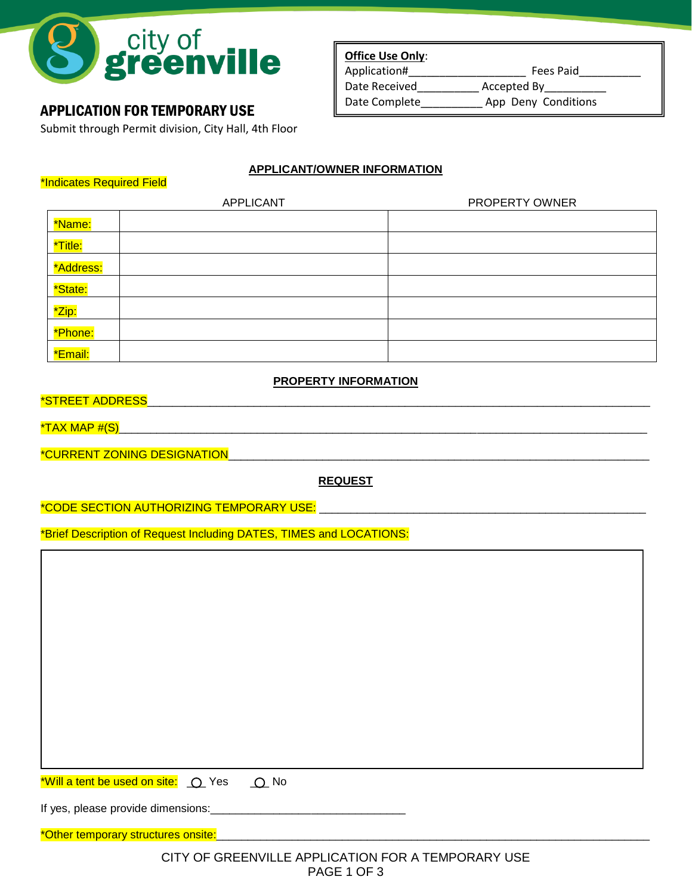city of greenville

# APPLICATION FOR TEMPORARY USE

Submit through Permit division, City Hall, 4th Floor

| **Office Use Only**: | |
|---|---|
| Application#___________________ | Fees Paid__________ |
| Date Received__________ | Accepted By__________ |
| Date Complete__________ | App Deny Conditions |

## APPLICANT/OWNER INFORMATION

*Indicates Required Field

| | APPLICANT | PROPERTY OWNER |
|---|---|---|
| *Name: | | |
| *Title: | | |
| *Address: | | |
| *State: | | |
| *Zip: | | |
| *Phone: | | |
| *Email: | | |

## PROPERTY INFORMATION

*STREET ADDRESS_______________________________________________________________________________

*TAX MAP #(S)_________________________________________________________________________________

*CURRENT ZONING DESIGNATION___________________________________________________________________

## REQUEST

*CODE SECTION AUTHORIZING TEMPORARY USE: _____________________________________________________

*Brief Description of Request Including DATES, TIMES and LOCATIONS:

| |
|---|
| |

*Will a tent be used on site: ○ Yes ○ No

If yes, please provide dimensions:_______________________________

*Other temporary structures onsite:_____________________________________________________________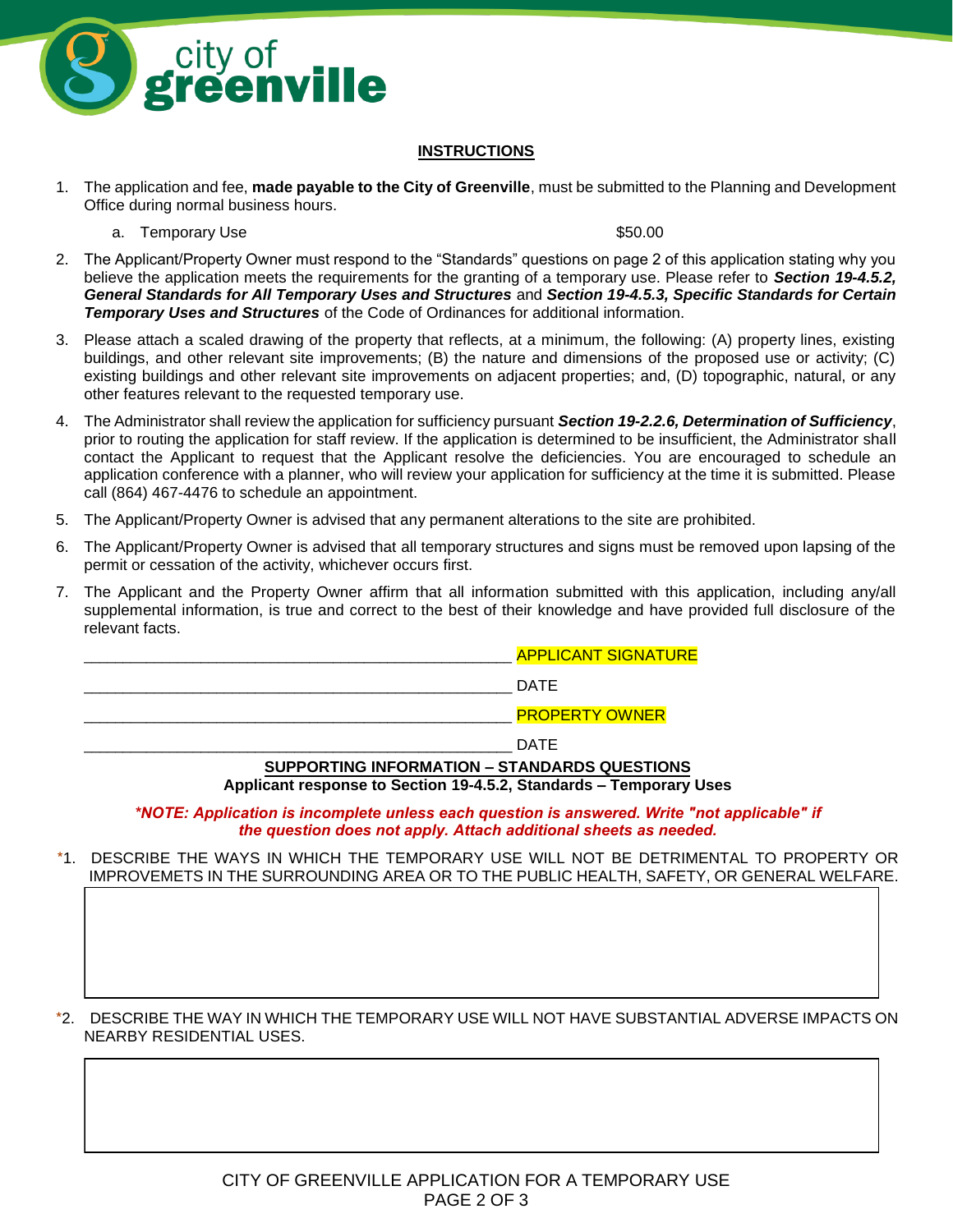city of greenville

## INSTRUCTIONS

1. The application and fee, **made payable to the City of Greenville**, must be submitted to the Planning and Development Office during normal business hours.
   a. Temporary Use $50.00
2. The Applicant/Property Owner must respond to the "Standards" questions on page 2 of this application stating why you believe the application meets the requirements for the granting of a temporary use. Please refer to ***Section 19-4.5.2, General Standards for All Temporary Uses and Structures*** and ***Section 19-4.5.3, Specific Standards for Certain Temporary Uses and Structures*** of the Code of Ordinances for additional information.
3. Please attach a scaled drawing of the property that reflects, at a minimum, the following: (A) property lines, existing buildings, and other relevant site improvements; (B) the nature and dimensions of the proposed use or activity; (C) existing buildings and other relevant site improvements on adjacent properties; and, (D) topographic, natural, or any other features relevant to the requested temporary use.
4. The Administrator shall review the application for sufficiency pursuant ***Section 19-2.2.6, Determination of Sufficiency***, prior to routing the application for staff review. If the application is determined to be insufficient, the Administrator shall contact the Applicant to request that the Applicant resolve the deficiencies. You are encouraged to schedule an application conference with a planner, who will review your application for sufficiency at the time it is submitted. Please call (864) 467-4476 to schedule an appointment.
5. The Applicant/Property Owner is advised that any permanent alterations to the site are prohibited.
6. The Applicant/Property Owner is advised that all temporary structures and signs must be removed upon lapsing of the permit or cessation of the activity, whichever occurs first.
7. The Applicant and the Property Owner affirm that all information submitted with this application, including any/all supplemental information, is true and correct to the best of their knowledge and have provided full disclosure of the relevant facts.

\_\_\_\_\_\_\_\_\_\_\_\_\_\_\_\_\_\_\_\_\_\_\_\_\_\_\_\_\_\_\_\_\_\_\_\_\_\_\_\_\_\_ APPLICANT SIGNATURE

\_\_\_\_\_\_\_\_\_\_\_\_\_\_\_\_\_\_\_\_\_\_\_\_\_\_\_\_\_\_\_\_\_\_\_\_\_\_\_\_\_\_ DATE

\_\_\_\_\_\_\_\_\_\_\_\_\_\_\_\_\_\_\_\_\_\_\_\_\_\_\_\_\_\_\_\_\_\_\_\_\_\_\_\_\_\_ PROPERTY OWNER

\_\_\_\_\_\_\_\_\_\_\_\_\_\_\_\_\_\_\_\_\_\_\_\_\_\_\_\_\_\_\_\_\_\_\_\_\_\_\_\_\_\_ DATE

## SUPPORTING INFORMATION – STANDARDS QUESTIONS

**Applicant response to Section 19-4.5.2, Standards – Temporary Uses**

***\*NOTE: Application is incomplete unless each question is answered. Write "not applicable" if the question does not apply. Attach additional sheets as needed.***

*1. DESCRIBE THE WAYS IN WHICH THE TEMPORARY USE WILL NOT BE DETRIMENTAL TO PROPERTY OR IMPROVEMETS IN THE SURROUNDING AREA OR TO THE PUBLIC HEALTH, SAFETY, OR GENERAL WELFARE.

*2. DESCRIBE THE WAY IN WHICH THE TEMPORARY USE WILL NOT HAVE SUBSTANTIAL ADVERSE IMPACTS ON NEARBY RESIDENTIAL USES.

CITY OF GREENVILLE APPLICATION FOR A TEMPORARY USE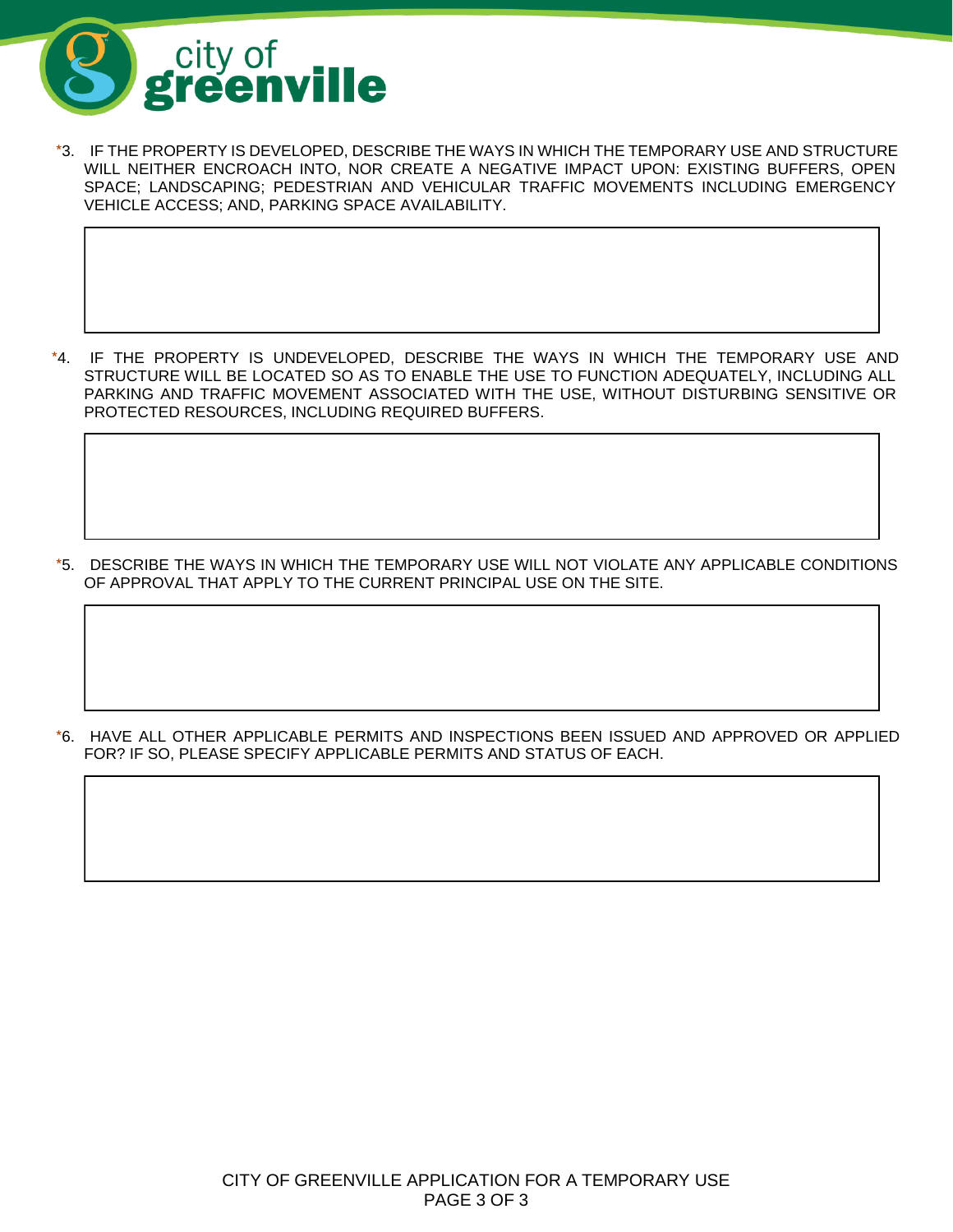*3. IF THE PROPERTY IS DEVELOPED, DESCRIBE THE WAYS IN WHICH THE TEMPORARY USE AND STRUCTURE WILL NEITHER ENCROACH INTO, NOR CREATE A NEGATIVE IMPACT UPON: EXISTING BUFFERS, OPEN SPACE; LANDSCAPING; PEDESTRIAN AND VEHICULAR TRAFFIC MOVEMENTS INCLUDING EMERGENCY VEHICLE ACCESS; AND, PARKING SPACE AVAILABILITY.

*4. IF THE PROPERTY IS UNDEVELOPED, DESCRIBE THE WAYS IN WHICH THE TEMPORARY USE AND STRUCTURE WILL BE LOCATED SO AS TO ENABLE THE USE TO FUNCTION ADEQUATELY, INCLUDING ALL PARKING AND TRAFFIC MOVEMENT ASSOCIATED WITH THE USE, WITHOUT DISTURBING SENSITIVE OR PROTECTED RESOURCES, INCLUDING REQUIRED BUFFERS.

*5. DESCRIBE THE WAYS IN WHICH THE TEMPORARY USE WILL NOT VIOLATE ANY APPLICABLE CONDITIONS OF APPROVAL THAT APPLY TO THE CURRENT PRINCIPAL USE ON THE SITE.

*6. HAVE ALL OTHER APPLICABLE PERMITS AND INSPECTIONS BEEN ISSUED AND APPROVED OR APPLIED FOR? IF SO, PLEASE SPECIFY APPLICABLE PERMITS AND STATUS OF EACH.